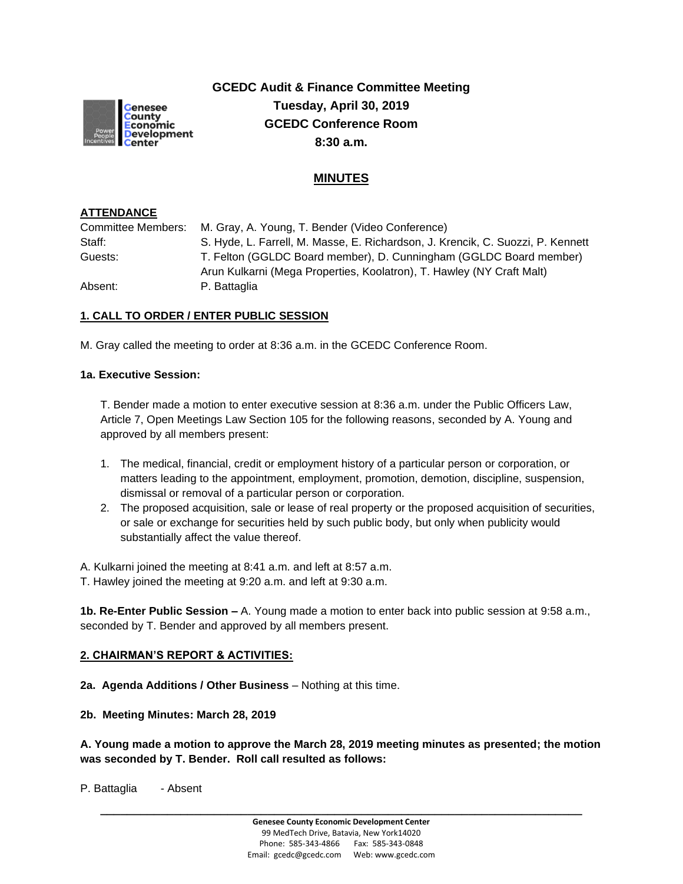**GCEDC Audit & Finance Committee Meeting**
**Tuesday, April 30, 2019**
**GCEDC Conference Room**
**8:30 a.m.**

## MINUTES

**ATTENDANCE**

Committee Members: M. Gray, A. Young, T. Bender (Video Conference)
Staff: S. Hyde, L. Farrell, M. Masse, E. Richardson, J. Krencik, C. Suozzi, P. Kennett
Guests: T. Felton (GGLDC Board member), D. Cunningham (GGLDC Board member)
Arun Kulkarni (Mega Properties, Koolatron), T. Hawley (NY Craft Malt)
Absent: P. Battaglia

**1. CALL TO ORDER / ENTER PUBLIC SESSION**

M. Gray called the meeting to order at 8:36 a.m. in the GCEDC Conference Room.

**1a. Executive Session:**

T. Bender made a motion to enter executive session at 8:36 a.m. under the Public Officers Law, Article 7, Open Meetings Law Section 105 for the following reasons, seconded by A. Young and approved by all members present:

1. The medical, financial, credit or employment history of a particular person or corporation, or matters leading to the appointment, employment, promotion, demotion, discipline, suspension, dismissal or removal of a particular person or corporation.
2. The proposed acquisition, sale or lease of real property or the proposed acquisition of securities, or sale or exchange for securities held by such public body, but only when publicity would substantially affect the value thereof.

A. Kulkarni joined the meeting at 8:41 a.m. and left at 8:57 a.m.
T. Hawley joined the meeting at 9:20 a.m. and left at 9:30 a.m.

**1b. Re-Enter Public Session –** A. Young made a motion to enter back into public session at 9:58 a.m., seconded by T. Bender and approved by all members present.

**2. CHAIRMAN'S REPORT & ACTIVITIES:**

**2a. Agenda Additions / Other Business** – Nothing at this time.

**2b. Meeting Minutes: March 28, 2019**

**A. Young made a motion to approve the March 28, 2019 meeting minutes as presented; the motion was seconded by T. Bender. Roll call resulted as follows:**

P. Battaglia - Absent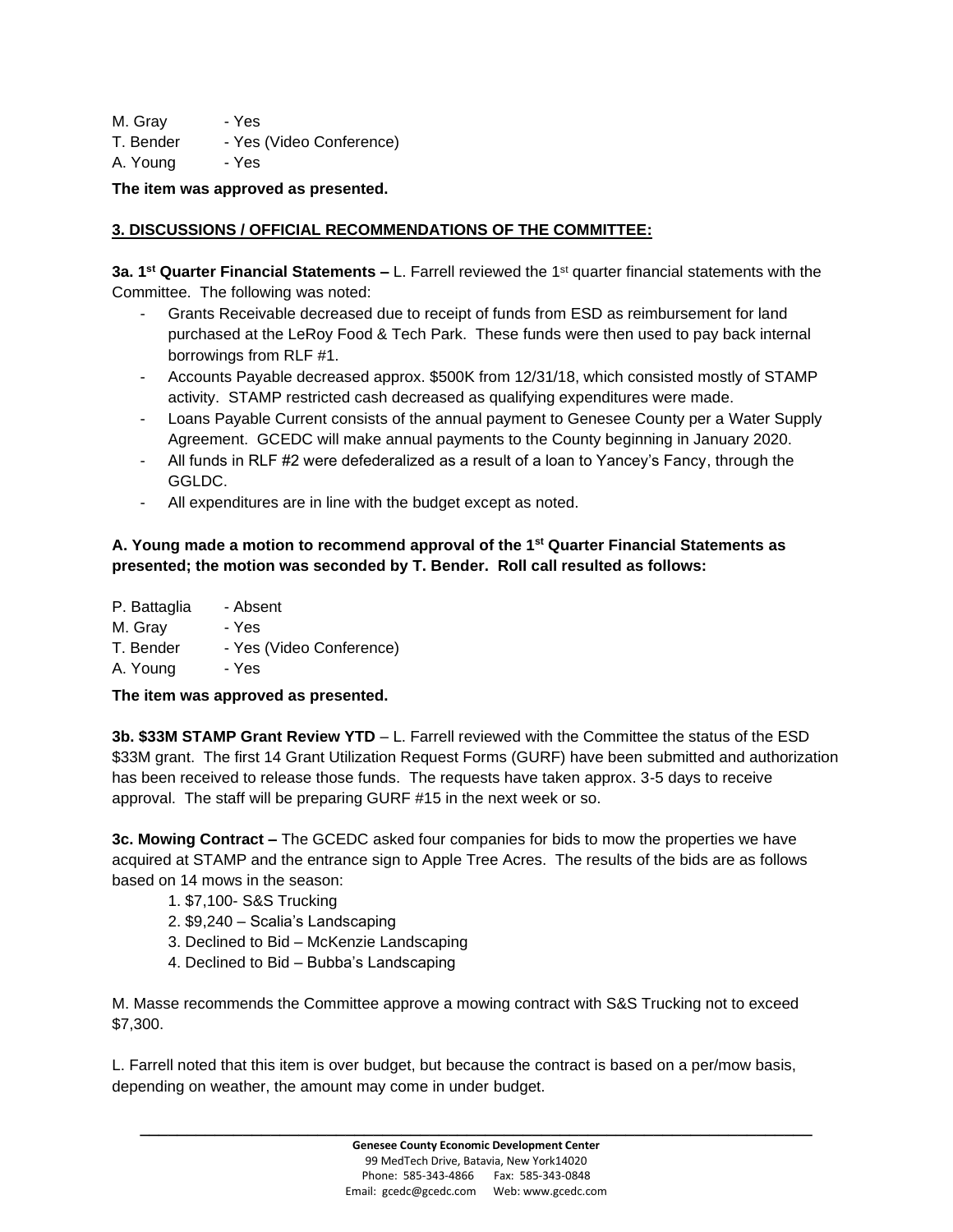M. Gray - Yes
T. Bender - Yes (Video Conference)
A. Young - Yes

**The item was approved as presented.**

## 3. DISCUSSIONS / OFFICIAL RECOMMENDATIONS OF THE COMMITTEE:

**3a. 1st Quarter Financial Statements –** L. Farrell reviewed the 1st quarter financial statements with the Committee. The following was noted:

- Grants Receivable decreased due to receipt of funds from ESD as reimbursement for land purchased at the LeRoy Food & Tech Park. These funds were then used to pay back internal borrowings from RLF #1.
- Accounts Payable decreased approx. $500K from 12/31/18, which consisted mostly of STAMP activity. STAMP restricted cash decreased as qualifying expenditures were made.
- Loans Payable Current consists of the annual payment to Genesee County per a Water Supply Agreement. GCEDC will make annual payments to the County beginning in January 2020.
- All funds in RLF #2 were defederalized as a result of a loan to Yancey's Fancy, through the GGLDC.
- All expenditures are in line with the budget except as noted.

**A. Young made a motion to recommend approval of the 1st Quarter Financial Statements as presented; the motion was seconded by T. Bender. Roll call resulted as follows:**

P. Battaglia - Absent
M. Gray - Yes
T. Bender - Yes (Video Conference)
A. Young - Yes

**The item was approved as presented.**

**3b. $33M STAMP Grant Review YTD** – L. Farrell reviewed with the Committee the status of the ESD $33M grant. The first 14 Grant Utilization Request Forms (GURF) have been submitted and authorization has been received to release those funds. The requests have taken approx. 3-5 days to receive approval. The staff will be preparing GURF #15 in the next week or so.

**3c. Mowing Contract –** The GCEDC asked four companies for bids to mow the properties we have acquired at STAMP and the entrance sign to Apple Tree Acres. The results of the bids are as follows based on 14 mows in the season:

1. $7,100- S&S Trucking
2. $9,240 – Scalia's Landscaping
3. Declined to Bid – McKenzie Landscaping
4. Declined to Bid – Bubba's Landscaping

M. Masse recommends the Committee approve a mowing contract with S&S Trucking not to exceed $7,300.

L. Farrell noted that this item is over budget, but because the contract is based on a per/mow basis, depending on weather, the amount may come in under budget.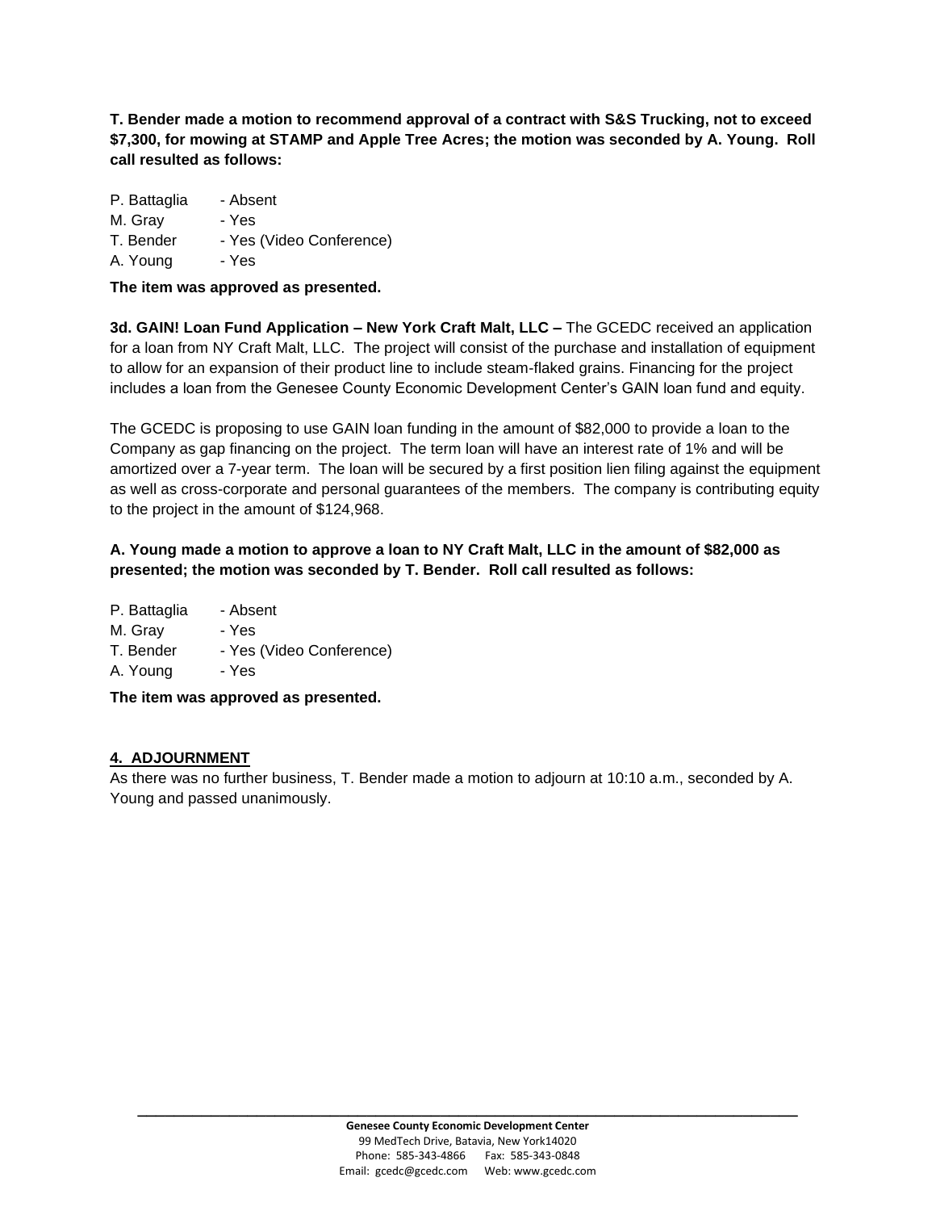**T. Bender made a motion to recommend approval of a contract with S&S Trucking, not to exceed $7,300, for mowing at STAMP and Apple Tree Acres; the motion was seconded by A. Young. Roll call resulted as follows:**

P. Battaglia - Absent
M. Gray - Yes
T. Bender - Yes (Video Conference)
A. Young - Yes

**The item was approved as presented.**

**3d. GAIN! Loan Fund Application – New York Craft Malt, LLC –** The GCEDC received an application for a loan from NY Craft Malt, LLC. The project will consist of the purchase and installation of equipment to allow for an expansion of their product line to include steam-flaked grains. Financing for the project includes a loan from the Genesee County Economic Development Center's GAIN loan fund and equity.

The GCEDC is proposing to use GAIN loan funding in the amount of $82,000 to provide a loan to the Company as gap financing on the project. The term loan will have an interest rate of 1% and will be amortized over a 7-year term. The loan will be secured by a first position lien filing against the equipment as well as cross-corporate and personal guarantees of the members. The company is contributing equity to the project in the amount of $124,968.

**A. Young made a motion to approve a loan to NY Craft Malt, LLC in the amount of $82,000 as presented; the motion was seconded by T. Bender. Roll call resulted as follows:**

P. Battaglia - Absent
M. Gray - Yes
T. Bender - Yes (Video Conference)
A. Young - Yes

**The item was approved as presented.**

## 4. ADJOURNMENT

As there was no further business, T. Bender made a motion to adjourn at 10:10 a.m., seconded by A. Young and passed unanimously.